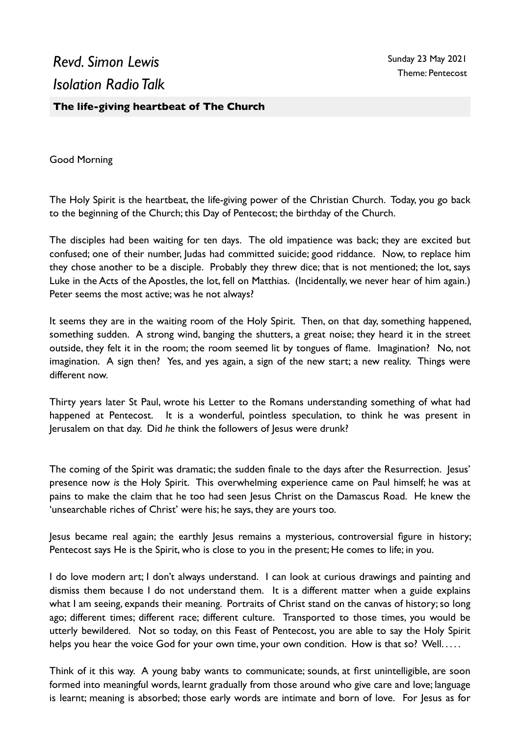# *Revd. Simon Lewis*
# *Isolation Radio Talk*

Sunday 23 May 2021
Theme: Pentecost

## **The life-giving heartbeat of The Church**

Good Morning

The Holy Spirit is the heartbeat, the life-giving power of the Christian Church. Today, you go back to the beginning of the Church; this Day of Pentecost; the birthday of the Church.

The disciples had been waiting for ten days. The old impatience was back; they are excited but confused; one of their number, Judas had committed suicide; good riddance. Now, to replace him they chose another to be a disciple. Probably they threw dice; that is not mentioned; the lot, says Luke in the Acts of the Apostles, the lot, fell on Matthias. (Incidentally, we never hear of him again.) Peter seems the most active; was he not always?

It seems they are in the waiting room of the Holy Spirit. Then, on that day, something happened, something sudden. A strong wind, banging the shutters, a great noise; they heard it in the street outside, they felt it in the room; the room seemed lit by tongues of flame. Imagination? No, not imagination. A sign then? Yes, and yes again, a sign of the new start; a new reality. Things were different now.

Thirty years later St Paul, wrote his Letter to the Romans understanding something of what had happened at Pentecost. It is a wonderful, pointless speculation, to think he was present in Jerusalem on that day. Did *he* think the followers of Jesus were drunk?

The coming of the Spirit was dramatic; the sudden finale to the days after the Resurrection. Jesus' presence now *is* the Holy Spirit. This overwhelming experience came on Paul himself; he was at pains to make the claim that he too had seen Jesus Christ on the Damascus Road. He knew the 'unsearchable riches of Christ' were his; he says, they are yours too.

Jesus became real again; the earthly Jesus remains a mysterious, controversial figure in history; Pentecost says He is the Spirit, who is close to you in the present; He comes to life; in you.

I do love modern art; I don't always understand. I can look at curious drawings and painting and dismiss them because I do not understand them. It is a different matter when a guide explains what I am seeing, expands their meaning. Portraits of Christ stand on the canvas of history; so long ago; different times; different race; different culture. Transported to those times, you would be utterly bewildered. Not so today, on this Feast of Pentecost, you are able to say the Holy Spirit helps you hear the voice God for your own time, your own condition. How is that so? Well. . . . .

Think of it this way. A young baby wants to communicate; sounds, at first unintelligible, are soon formed into meaningful words, learnt gradually from those around who give care and love; language is learnt; meaning is absorbed; those early words are intimate and born of love. For Jesus as for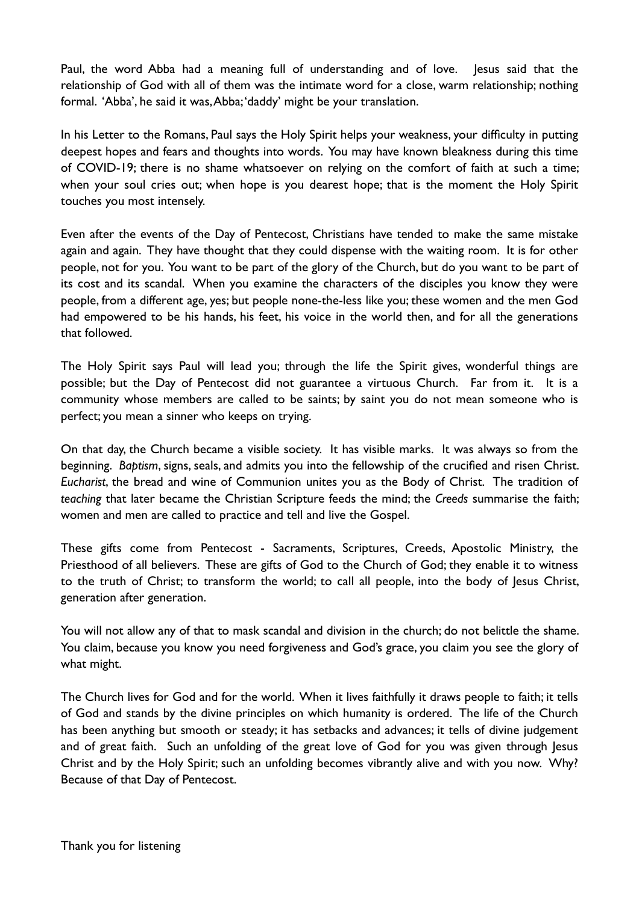Paul, the word Abba had a meaning full of understanding and of love. Jesus said that the relationship of God with all of them was the intimate word for a close, warm relationship; nothing formal. 'Abba', he said it was, Abba; 'daddy' might be your translation.

In his Letter to the Romans, Paul says the Holy Spirit helps your weakness, your difficulty in putting deepest hopes and fears and thoughts into words. You may have known bleakness during this time of COVID-19; there is no shame whatsoever on relying on the comfort of faith at such a time; when your soul cries out; when hope is you dearest hope; that is the moment the Holy Spirit touches you most intensely.

Even after the events of the Day of Pentecost, Christians have tended to make the same mistake again and again. They have thought that they could dispense with the waiting room. It is for other people, not for you. You want to be part of the glory of the Church, but do you want to be part of its cost and its scandal. When you examine the characters of the disciples you know they were people, from a different age, yes; but people none-the-less like you; these women and the men God had empowered to be his hands, his feet, his voice in the world then, and for all the generations that followed.

The Holy Spirit says Paul will lead you; through the life the Spirit gives, wonderful things are possible; but the Day of Pentecost did not guarantee a virtuous Church. Far from it. It is a community whose members are called to be saints; by saint you do not mean someone who is perfect; you mean a sinner who keeps on trying.

On that day, the Church became a visible society. It has visible marks. It was always so from the beginning. *Baptism*, signs, seals, and admits you into the fellowship of the crucified and risen Christ. *Eucharist*, the bread and wine of Communion unites you as the Body of Christ. The tradition of *teaching* that later became the Christian Scripture feeds the mind; the *Creeds* summarise the faith; women and men are called to practice and tell and live the Gospel.

These gifts come from Pentecost - Sacraments, Scriptures, Creeds, Apostolic Ministry, the Priesthood of all believers. These are gifts of God to the Church of God; they enable it to witness to the truth of Christ; to transform the world; to call all people, into the body of Jesus Christ, generation after generation.

You will not allow any of that to mask scandal and division in the church; do not belittle the shame. You claim, because you know you need forgiveness and God's grace, you claim you see the glory of what might.

The Church lives for God and for the world. When it lives faithfully it draws people to faith; it tells of God and stands by the divine principles on which humanity is ordered. The life of the Church has been anything but smooth or steady; it has setbacks and advances; it tells of divine judgement and of great faith. Such an unfolding of the great love of God for you was given through Jesus Christ and by the Holy Spirit; such an unfolding becomes vibrantly alive and with you now. Why? Because of that Day of Pentecost.

Thank you for listening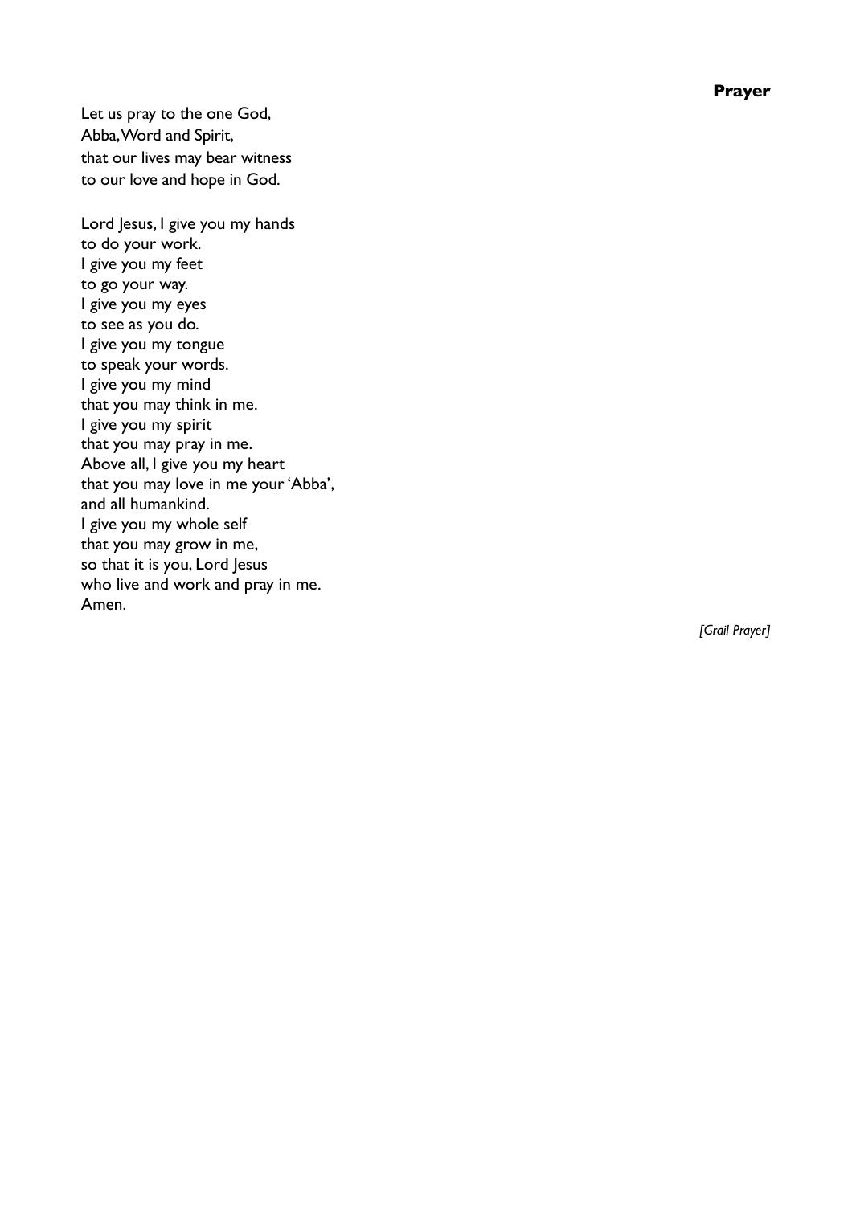**Prayer**

Let us pray to the one God,  
Abba, Word and Spirit,  
that our lives may bear witness  
to our love and hope in God.

Lord Jesus, I give you my hands  
to do your work.  
I give you my feet  
to go your way.  
I give you my eyes  
to see as you do.  
I give you my tongue  
to speak your words.  
I give you my mind  
that you may think in me.  
I give you my spirit  
that you may pray in me.  
Above all, I give you my heart  
that you may love in me your 'Abba',  
and all humankind.  
I give you my whole self  
that you may grow in me,  
so that it is you, Lord Jesus  
who live and work and pray in me.  
Amen.

*[Grail Prayer]*